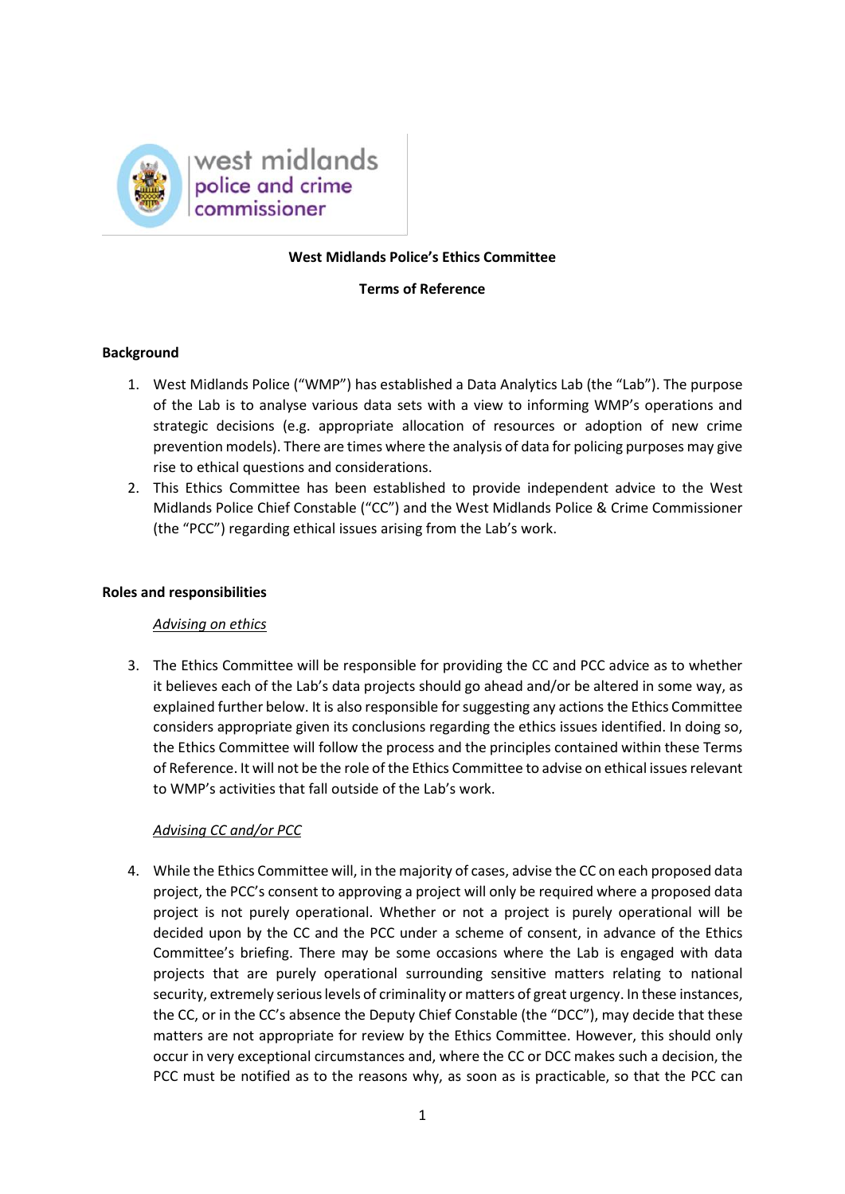west midlands police and crime commissioner

**West Midlands Police's Ethics Committee**

**Terms of Reference**

## Background

1. West Midlands Police ("WMP") has established a Data Analytics Lab (the "Lab"). The purpose of the Lab is to analyse various data sets with a view to informing WMP's operations and strategic decisions (e.g. appropriate allocation of resources or adoption of new crime prevention models). There are times where the analysis of data for policing purposes may give rise to ethical questions and considerations.
2. This Ethics Committee has been established to provide independent advice to the West Midlands Police Chief Constable ("CC") and the West Midlands Police & Crime Commissioner (the "PCC") regarding ethical issues arising from the Lab's work.

## Roles and responsibilities

*Advising on ethics*

3. The Ethics Committee will be responsible for providing the CC and PCC advice as to whether it believes each of the Lab's data projects should go ahead and/or be altered in some way, as explained further below. It is also responsible for suggesting any actions the Ethics Committee considers appropriate given its conclusions regarding the ethics issues identified. In doing so, the Ethics Committee will follow the process and the principles contained within these Terms of Reference. It will not be the role of the Ethics Committee to advise on ethical issues relevant to WMP's activities that fall outside of the Lab's work.

*Advising CC and/or PCC*

4. While the Ethics Committee will, in the majority of cases, advise the CC on each proposed data project, the PCC's consent to approving a project will only be required where a proposed data project is not purely operational. Whether or not a project is purely operational will be decided upon by the CC and the PCC under a scheme of consent, in advance of the Ethics Committee's briefing. There may be some occasions where the Lab is engaged with data projects that are purely operational surrounding sensitive matters relating to national security, extremely serious levels of criminality or matters of great urgency. In these instances, the CC, or in the CC's absence the Deputy Chief Constable (the "DCC"), may decide that these matters are not appropriate for review by the Ethics Committee. However, this should only occur in very exceptional circumstances and, where the CC or DCC makes such a decision, the PCC must be notified as to the reasons why, as soon as is practicable, so that the PCC can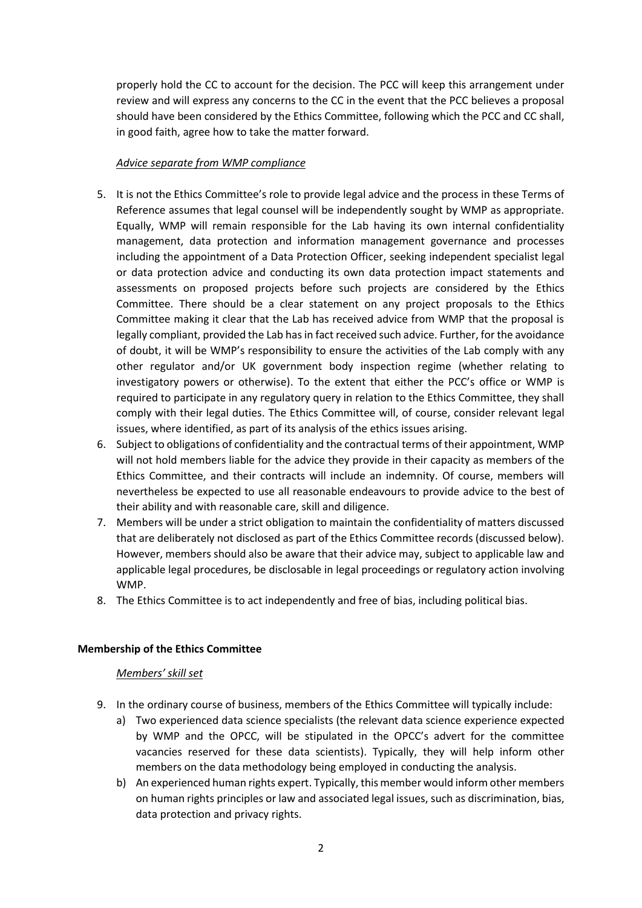properly hold the CC to account for the decision. The PCC will keep this arrangement under review and will express any concerns to the CC in the event that the PCC believes a proposal should have been considered by the Ethics Committee, following which the PCC and CC shall, in good faith, agree how to take the matter forward.

*Advice separate from WMP compliance*

5. It is not the Ethics Committee's role to provide legal advice and the process in these Terms of Reference assumes that legal counsel will be independently sought by WMP as appropriate. Equally, WMP will remain responsible for the Lab having its own internal confidentiality management, data protection and information management governance and processes including the appointment of a Data Protection Officer, seeking independent specialist legal or data protection advice and conducting its own data protection impact statements and assessments on proposed projects before such projects are considered by the Ethics Committee. There should be a clear statement on any project proposals to the Ethics Committee making it clear that the Lab has received advice from WMP that the proposal is legally compliant, provided the Lab has in fact received such advice. Further, for the avoidance of doubt, it will be WMP's responsibility to ensure the activities of the Lab comply with any other regulator and/or UK government body inspection regime (whether relating to investigatory powers or otherwise). To the extent that either the PCC's office or WMP is required to participate in any regulatory query in relation to the Ethics Committee, they shall comply with their legal duties. The Ethics Committee will, of course, consider relevant legal issues, where identified, as part of its analysis of the ethics issues arising.
6. Subject to obligations of confidentiality and the contractual terms of their appointment, WMP will not hold members liable for the advice they provide in their capacity as members of the Ethics Committee, and their contracts will include an indemnity. Of course, members will nevertheless be expected to use all reasonable endeavours to provide advice to the best of their ability and with reasonable care, skill and diligence.
7. Members will be under a strict obligation to maintain the confidentiality of matters discussed that are deliberately not disclosed as part of the Ethics Committee records (discussed below). However, members should also be aware that their advice may, subject to applicable law and applicable legal procedures, be disclosable in legal proceedings or regulatory action involving WMP.
8. The Ethics Committee is to act independently and free of bias, including political bias.

**Membership of the Ethics Committee**

*Members' skill set*

9. In the ordinary course of business, members of the Ethics Committee will typically include:
    a) Two experienced data science specialists (the relevant data science experience expected by WMP and the OPCC, will be stipulated in the OPCC's advert for the committee vacancies reserved for these data scientists). Typically, they will help inform other members on the data methodology being employed in conducting the analysis.
    b) An experienced human rights expert. Typically, this member would inform other members on human rights principles or law and associated legal issues, such as discrimination, bias, data protection and privacy rights.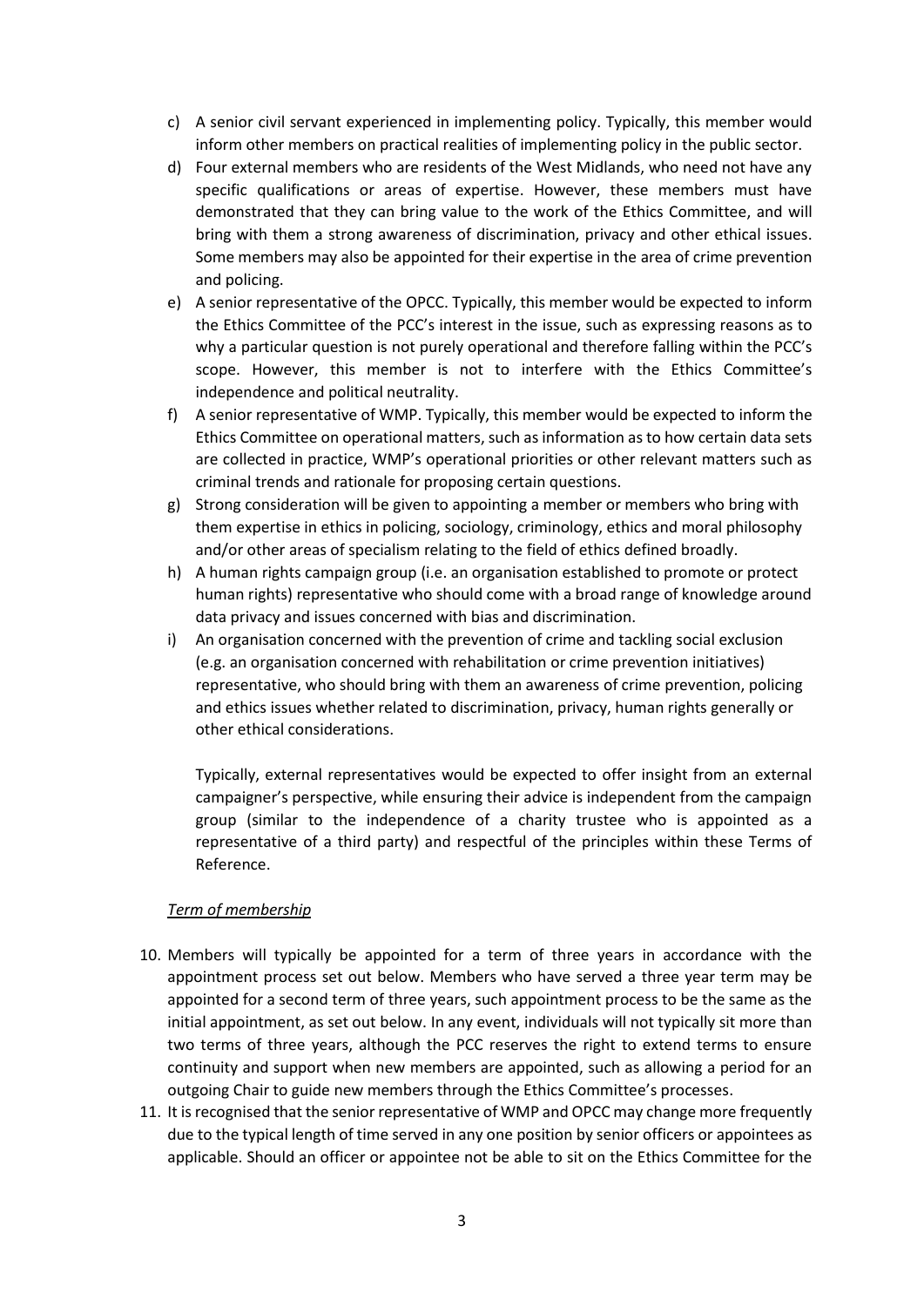c) A senior civil servant experienced in implementing policy. Typically, this member would inform other members on practical realities of implementing policy in the public sector.
d) Four external members who are residents of the West Midlands, who need not have any specific qualifications or areas of expertise. However, these members must have demonstrated that they can bring value to the work of the Ethics Committee, and will bring with them a strong awareness of discrimination, privacy and other ethical issues. Some members may also be appointed for their expertise in the area of crime prevention and policing.
e) A senior representative of the OPCC. Typically, this member would be expected to inform the Ethics Committee of the PCC's interest in the issue, such as expressing reasons as to why a particular question is not purely operational and therefore falling within the PCC's scope. However, this member is not to interfere with the Ethics Committee's independence and political neutrality.
f) A senior representative of WMP. Typically, this member would be expected to inform the Ethics Committee on operational matters, such as information as to how certain data sets are collected in practice, WMP's operational priorities or other relevant matters such as criminal trends and rationale for proposing certain questions.
g) Strong consideration will be given to appointing a member or members who bring with them expertise in ethics in policing, sociology, criminology, ethics and moral philosophy and/or other areas of specialism relating to the field of ethics defined broadly.
h) A human rights campaign group (i.e. an organisation established to promote or protect human rights) representative who should come with a broad range of knowledge around data privacy and issues concerned with bias and discrimination.
i) An organisation concerned with the prevention of crime and tackling social exclusion (e.g. an organisation concerned with rehabilitation or crime prevention initiatives) representative, who should bring with them an awareness of crime prevention, policing and ethics issues whether related to discrimination, privacy, human rights generally or other ethical considerations.

Typically, external representatives would be expected to offer insight from an external campaigner's perspective, while ensuring their advice is independent from the campaign group (similar to the independence of a charity trustee who is appointed as a representative of a third party) and respectful of the principles within these Terms of Reference.

*Term of membership*

10. Members will typically be appointed for a term of three years in accordance with the appointment process set out below. Members who have served a three year term may be appointed for a second term of three years, such appointment process to be the same as the initial appointment, as set out below. In any event, individuals will not typically sit more than two terms of three years, although the PCC reserves the right to extend terms to ensure continuity and support when new members are appointed, such as allowing a period for an outgoing Chair to guide new members through the Ethics Committee's processes.
11. It is recognised that the senior representative of WMP and OPCC may change more frequently due to the typical length of time served in any one position by senior officers or appointees as applicable. Should an officer or appointee not be able to sit on the Ethics Committee for the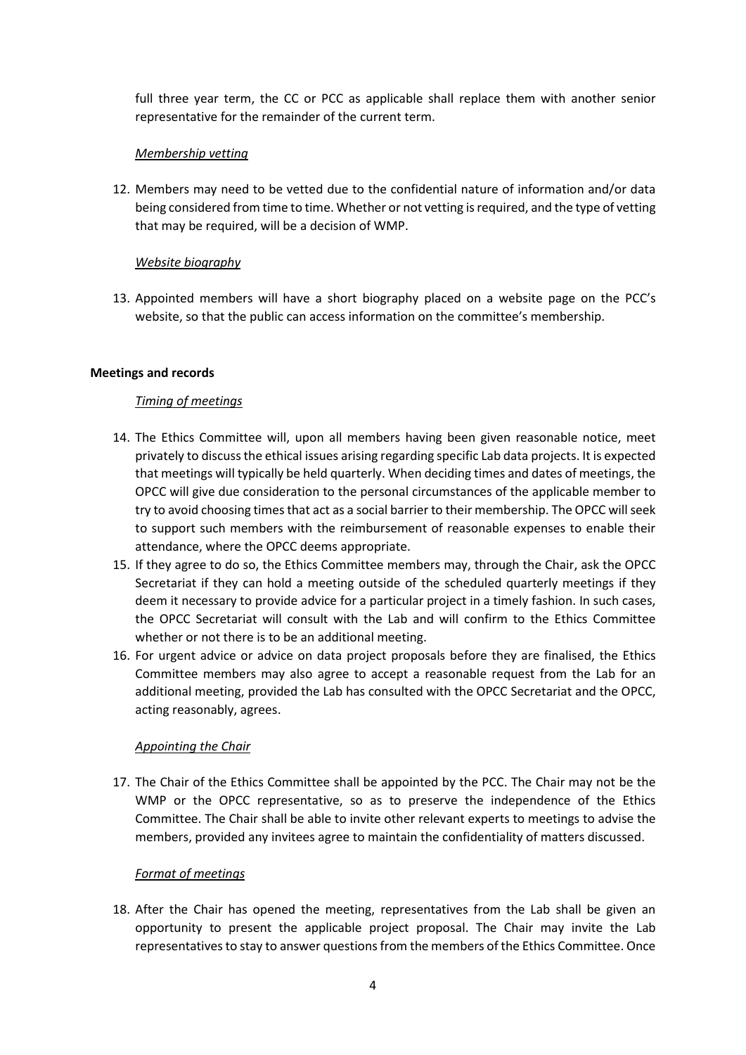full three year term, the CC or PCC as applicable shall replace them with another senior representative for the remainder of the current term.

*Membership vetting*

12. Members may need to be vetted due to the confidential nature of information and/or data being considered from time to time. Whether or not vetting is required, and the type of vetting that may be required, will be a decision of WMP.

*Website biography*

13. Appointed members will have a short biography placed on a website page on the PCC's website, so that the public can access information on the committee's membership.

**Meetings and records**

*Timing of meetings*

14. The Ethics Committee will, upon all members having been given reasonable notice, meet privately to discuss the ethical issues arising regarding specific Lab data projects. It is expected that meetings will typically be held quarterly. When deciding times and dates of meetings, the OPCC will give due consideration to the personal circumstances of the applicable member to try to avoid choosing times that act as a social barrier to their membership. The OPCC will seek to support such members with the reimbursement of reasonable expenses to enable their attendance, where the OPCC deems appropriate.
15. If they agree to do so, the Ethics Committee members may, through the Chair, ask the OPCC Secretariat if they can hold a meeting outside of the scheduled quarterly meetings if they deem it necessary to provide advice for a particular project in a timely fashion. In such cases, the OPCC Secretariat will consult with the Lab and will confirm to the Ethics Committee whether or not there is to be an additional meeting.
16. For urgent advice or advice on data project proposals before they are finalised, the Ethics Committee members may also agree to accept a reasonable request from the Lab for an additional meeting, provided the Lab has consulted with the OPCC Secretariat and the OPCC, acting reasonably, agrees.

*Appointing the Chair*

17. The Chair of the Ethics Committee shall be appointed by the PCC. The Chair may not be the WMP or the OPCC representative, so as to preserve the independence of the Ethics Committee. The Chair shall be able to invite other relevant experts to meetings to advise the members, provided any invitees agree to maintain the confidentiality of matters discussed.

*Format of meetings*

18. After the Chair has opened the meeting, representatives from the Lab shall be given an opportunity to present the applicable project proposal. The Chair may invite the Lab representatives to stay to answer questions from the members of the Ethics Committee. Once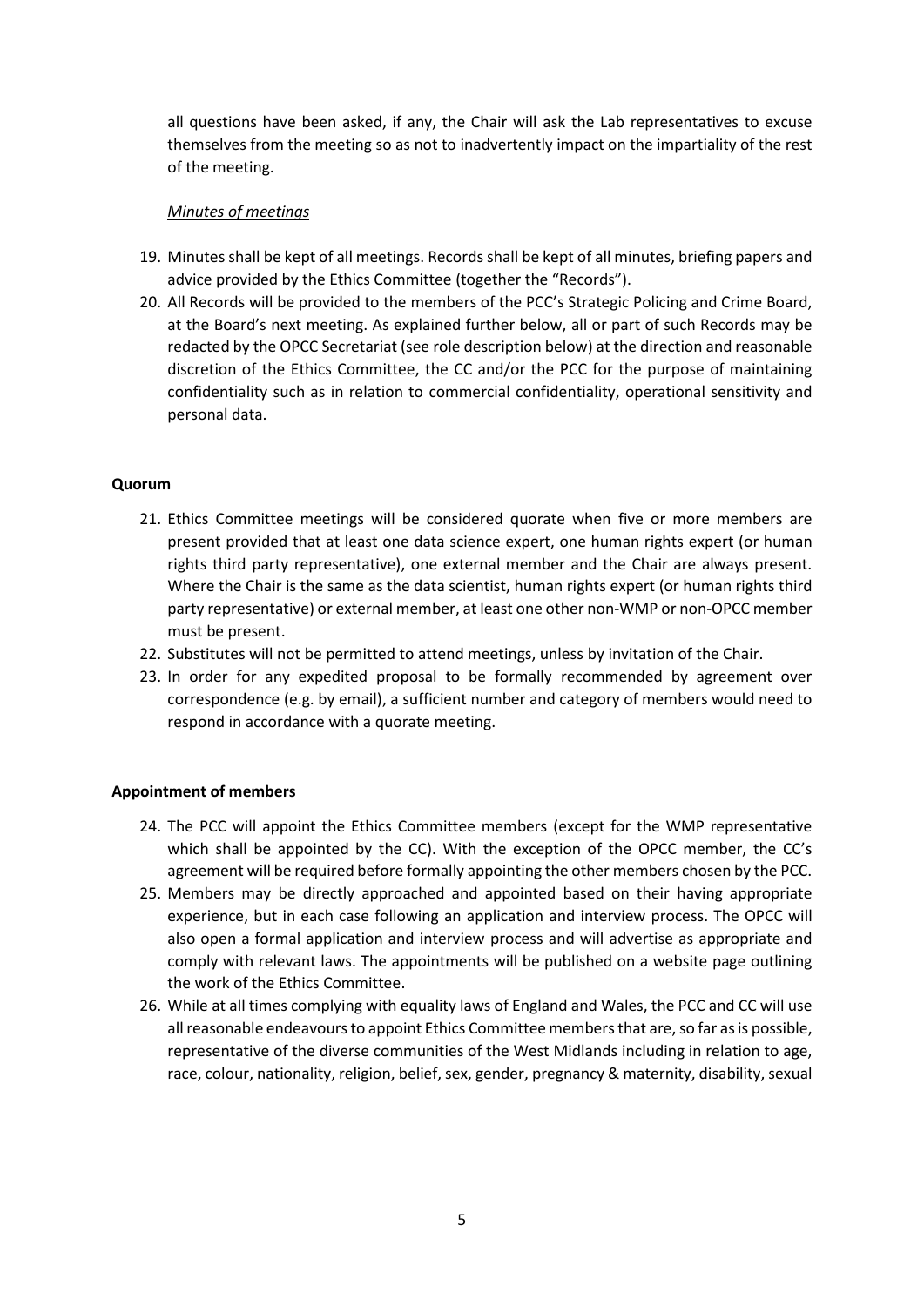all questions have been asked, if any, the Chair will ask the Lab representatives to excuse themselves from the meeting so as not to inadvertently impact on the impartiality of the rest of the meeting.

*Minutes of meetings*

19. Minutes shall be kept of all meetings. Records shall be kept of all minutes, briefing papers and advice provided by the Ethics Committee (together the "Records").
20. All Records will be provided to the members of the PCC's Strategic Policing and Crime Board, at the Board's next meeting. As explained further below, all or part of such Records may be redacted by the OPCC Secretariat (see role description below) at the direction and reasonable discretion of the Ethics Committee, the CC and/or the PCC for the purpose of maintaining confidentiality such as in relation to commercial confidentiality, operational sensitivity and personal data.

**Quorum**

21. Ethics Committee meetings will be considered quorate when five or more members are present provided that at least one data science expert, one human rights expert (or human rights third party representative), one external member and the Chair are always present. Where the Chair is the same as the data scientist, human rights expert (or human rights third party representative) or external member, at least one other non-WMP or non-OPCC member must be present.
22. Substitutes will not be permitted to attend meetings, unless by invitation of the Chair.
23. In order for any expedited proposal to be formally recommended by agreement over correspondence (e.g. by email), a sufficient number and category of members would need to respond in accordance with a quorate meeting.

**Appointment of members**

24. The PCC will appoint the Ethics Committee members (except for the WMP representative which shall be appointed by the CC). With the exception of the OPCC member, the CC's agreement will be required before formally appointing the other members chosen by the PCC.
25. Members may be directly approached and appointed based on their having appropriate experience, but in each case following an application and interview process. The OPCC will also open a formal application and interview process and will advertise as appropriate and comply with relevant laws. The appointments will be published on a website page outlining the work of the Ethics Committee.
26. While at all times complying with equality laws of England and Wales, the PCC and CC will use all reasonable endeavours to appoint Ethics Committee members that are, so far as is possible, representative of the diverse communities of the West Midlands including in relation to age, race, colour, nationality, religion, belief, sex, gender, pregnancy & maternity, disability, sexual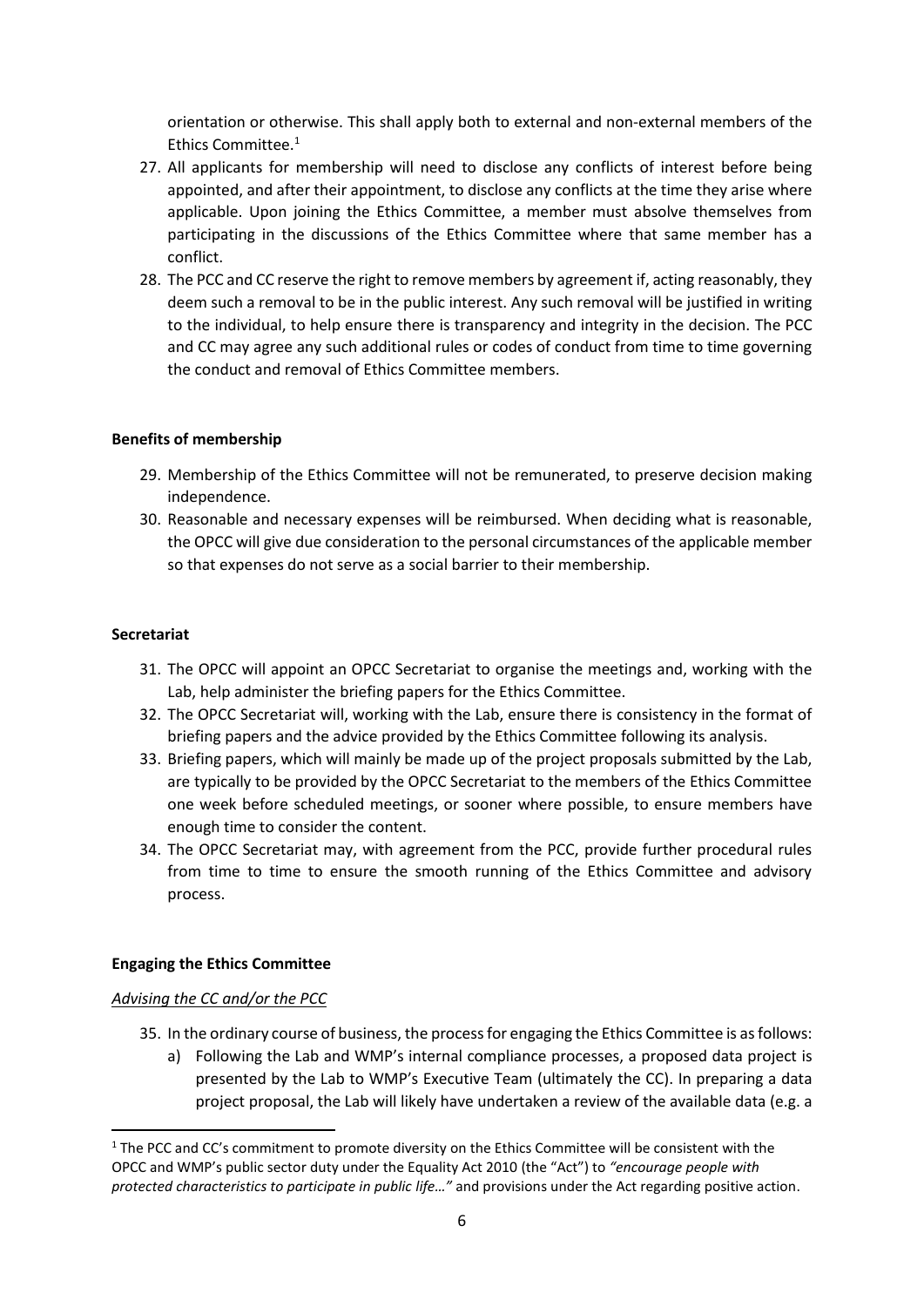orientation or otherwise. This shall apply both to external and non-external members of the Ethics Committee.[1]

27. All applicants for membership will need to disclose any conflicts of interest before being appointed, and after their appointment, to disclose any conflicts at the time they arise where applicable. Upon joining the Ethics Committee, a member must absolve themselves from participating in the discussions of the Ethics Committee where that same member has a conflict.
28. The PCC and CC reserve the right to remove members by agreement if, acting reasonably, they deem such a removal to be in the public interest. Any such removal will be justified in writing to the individual, to help ensure there is transparency and integrity in the decision. The PCC and CC may agree any such additional rules or codes of conduct from time to time governing the conduct and removal of Ethics Committee members.

**Benefits of membership**

29. Membership of the Ethics Committee will not be remunerated, to preserve decision making independence.
30. Reasonable and necessary expenses will be reimbursed. When deciding what is reasonable, the OPCC will give due consideration to the personal circumstances of the applicable member so that expenses do not serve as a social barrier to their membership.

**Secretariat**

31. The OPCC will appoint an OPCC Secretariat to organise the meetings and, working with the Lab, help administer the briefing papers for the Ethics Committee.
32. The OPCC Secretariat will, working with the Lab, ensure there is consistency in the format of briefing papers and the advice provided by the Ethics Committee following its analysis.
33. Briefing papers, which will mainly be made up of the project proposals submitted by the Lab, are typically to be provided by the OPCC Secretariat to the members of the Ethics Committee one week before scheduled meetings, or sooner where possible, to ensure members have enough time to consider the content.
34. The OPCC Secretariat may, with agreement from the PCC, provide further procedural rules from time to time to ensure the smooth running of the Ethics Committee and advisory process.

**Engaging the Ethics Committee**

*Advising the CC and/or the PCC*

35. In the ordinary course of business, the process for engaging the Ethics Committee is as follows:
    a) Following the Lab and WMP's internal compliance processes, a proposed data project is presented by the Lab to WMP's Executive Team (ultimately the CC). In preparing a data project proposal, the Lab will likely have undertaken a review of the available data (e.g. a

[1] The PCC and CC's commitment to promote diversity on the Ethics Committee will be consistent with the OPCC and WMP's public sector duty under the Equality Act 2010 (the "Act") to *"encourage people with protected characteristics to participate in public life…"* and provisions under the Act regarding positive action.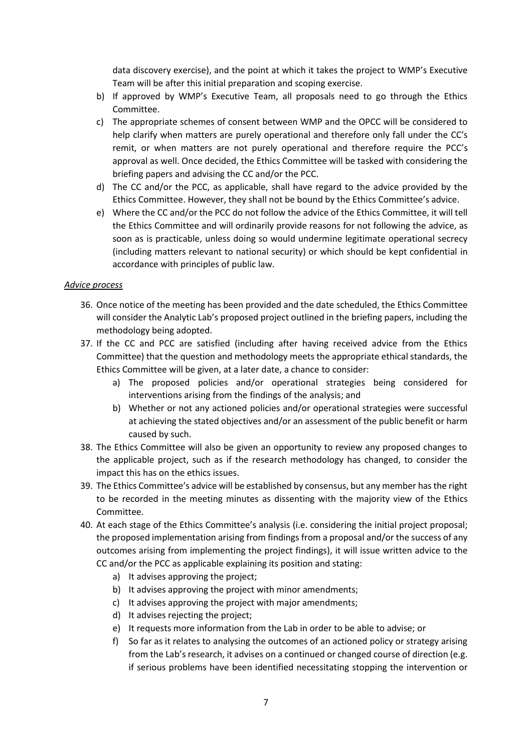data discovery exercise), and the point at which it takes the project to WMP's Executive Team will be after this initial preparation and scoping exercise.

b) If approved by WMP's Executive Team, all proposals need to go through the Ethics Committee.

c) The appropriate schemes of consent between WMP and the OPCC will be considered to help clarify when matters are purely operational and therefore only fall under the CC's remit, or when matters are not purely operational and therefore require the PCC's approval as well. Once decided, the Ethics Committee will be tasked with considering the briefing papers and advising the CC and/or the PCC.

d) The CC and/or the PCC, as applicable, shall have regard to the advice provided by the Ethics Committee. However, they shall not be bound by the Ethics Committee's advice.

e) Where the CC and/or the PCC do not follow the advice of the Ethics Committee, it will tell the Ethics Committee and will ordinarily provide reasons for not following the advice, as soon as is practicable, unless doing so would undermine legitimate operational secrecy (including matters relevant to national security) or which should be kept confidential in accordance with principles of public law.

*Advice process*

36. Once notice of the meeting has been provided and the date scheduled, the Ethics Committee will consider the Analytic Lab's proposed project outlined in the briefing papers, including the methodology being adopted.

37. If the CC and PCC are satisfied (including after having received advice from the Ethics Committee) that the question and methodology meets the appropriate ethical standards, the Ethics Committee will be given, at a later date, a chance to consider:

    a) The proposed policies and/or operational strategies being considered for interventions arising from the findings of the analysis; and

    b) Whether or not any actioned policies and/or operational strategies were successful at achieving the stated objectives and/or an assessment of the public benefit or harm caused by such.

38. The Ethics Committee will also be given an opportunity to review any proposed changes to the applicable project, such as if the research methodology has changed, to consider the impact this has on the ethics issues.

39. The Ethics Committee's advice will be established by consensus, but any member has the right to be recorded in the meeting minutes as dissenting with the majority view of the Ethics Committee.

40. At each stage of the Ethics Committee's analysis (i.e. considering the initial project proposal; the proposed implementation arising from findings from a proposal and/or the success of any outcomes arising from implementing the project findings), it will issue written advice to the CC and/or the PCC as applicable explaining its position and stating:

    a) It advises approving the project;

    b) It advises approving the project with minor amendments;

    c) It advises approving the project with major amendments;

    d) It advises rejecting the project;

    e) It requests more information from the Lab in order to be able to advise; or

    f) So far as it relates to analysing the outcomes of an actioned policy or strategy arising from the Lab's research, it advises on a continued or changed course of direction (e.g. if serious problems have been identified necessitating stopping the intervention or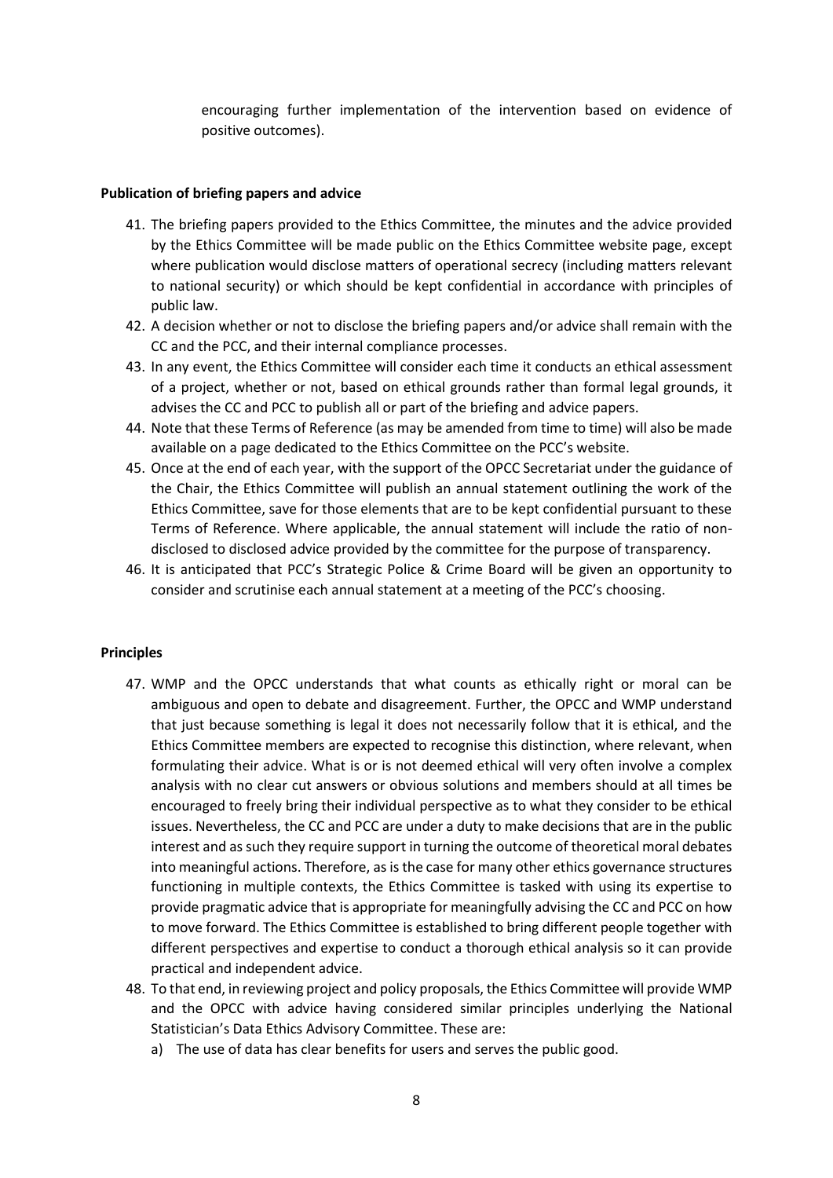encouraging further implementation of the intervention based on evidence of positive outcomes).

**Publication of briefing papers and advice**

41. The briefing papers provided to the Ethics Committee, the minutes and the advice provided by the Ethics Committee will be made public on the Ethics Committee website page, except where publication would disclose matters of operational secrecy (including matters relevant to national security) or which should be kept confidential in accordance with principles of public law.
42. A decision whether or not to disclose the briefing papers and/or advice shall remain with the CC and the PCC, and their internal compliance processes.
43. In any event, the Ethics Committee will consider each time it conducts an ethical assessment of a project, whether or not, based on ethical grounds rather than formal legal grounds, it advises the CC and PCC to publish all or part of the briefing and advice papers.
44. Note that these Terms of Reference (as may be amended from time to time) will also be made available on a page dedicated to the Ethics Committee on the PCC's website.
45. Once at the end of each year, with the support of the OPCC Secretariat under the guidance of the Chair, the Ethics Committee will publish an annual statement outlining the work of the Ethics Committee, save for those elements that are to be kept confidential pursuant to these Terms of Reference. Where applicable, the annual statement will include the ratio of non-disclosed to disclosed advice provided by the committee for the purpose of transparency.
46. It is anticipated that PCC's Strategic Police & Crime Board will be given an opportunity to consider and scrutinise each annual statement at a meeting of the PCC's choosing.

**Principles**

47. WMP and the OPCC understands that what counts as ethically right or moral can be ambiguous and open to debate and disagreement. Further, the OPCC and WMP understand that just because something is legal it does not necessarily follow that it is ethical, and the Ethics Committee members are expected to recognise this distinction, where relevant, when formulating their advice. What is or is not deemed ethical will very often involve a complex analysis with no clear cut answers or obvious solutions and members should at all times be encouraged to freely bring their individual perspective as to what they consider to be ethical issues. Nevertheless, the CC and PCC are under a duty to make decisions that are in the public interest and as such they require support in turning the outcome of theoretical moral debates into meaningful actions. Therefore, as is the case for many other ethics governance structures functioning in multiple contexts, the Ethics Committee is tasked with using its expertise to provide pragmatic advice that is appropriate for meaningfully advising the CC and PCC on how to move forward. The Ethics Committee is established to bring different people together with different perspectives and expertise to conduct a thorough ethical analysis so it can provide practical and independent advice.
48. To that end, in reviewing project and policy proposals, the Ethics Committee will provide WMP and the OPCC with advice having considered similar principles underlying the National Statistician's Data Ethics Advisory Committee. These are:
    a) The use of data has clear benefits for users and serves the public good.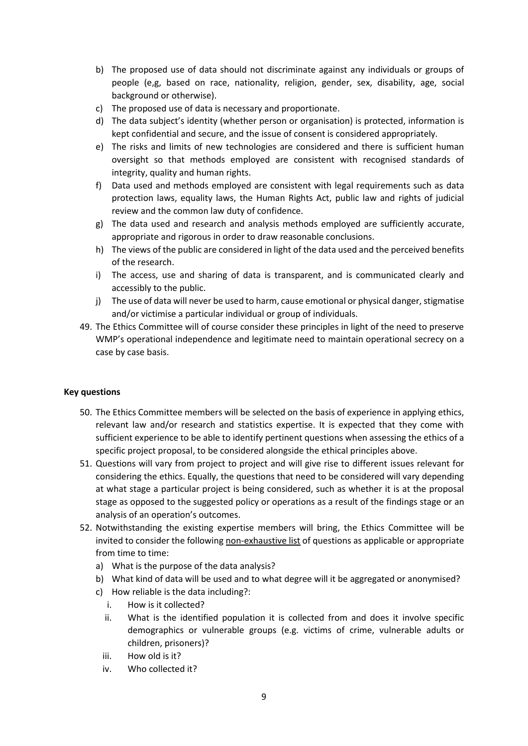b) The proposed use of data should not discriminate against any individuals or groups of people (e,g, based on race, nationality, religion, gender, sex, disability, age, social background or otherwise).
c) The proposed use of data is necessary and proportionate.
d) The data subject's identity (whether person or organisation) is protected, information is kept confidential and secure, and the issue of consent is considered appropriately.
e) The risks and limits of new technologies are considered and there is sufficient human oversight so that methods employed are consistent with recognised standards of integrity, quality and human rights.
f) Data used and methods employed are consistent with legal requirements such as data protection laws, equality laws, the Human Rights Act, public law and rights of judicial review and the common law duty of confidence.
g) The data used and research and analysis methods employed are sufficiently accurate, appropriate and rigorous in order to draw reasonable conclusions.
h) The views of the public are considered in light of the data used and the perceived benefits of the research.
i) The access, use and sharing of data is transparent, and is communicated clearly and accessibly to the public.
j) The use of data will never be used to harm, cause emotional or physical danger, stigmatise and/or victimise a particular individual or group of individuals.

49. The Ethics Committee will of course consider these principles in light of the need to preserve WMP's operational independence and legitimate need to maintain operational secrecy on a case by case basis.

**Key questions**

50. The Ethics Committee members will be selected on the basis of experience in applying ethics, relevant law and/or research and statistics expertise. It is expected that they come with sufficient experience to be able to identify pertinent questions when assessing the ethics of a specific project proposal, to be considered alongside the ethical principles above.
51. Questions will vary from project to project and will give rise to different issues relevant for considering the ethics. Equally, the questions that need to be considered will vary depending at what stage a particular project is being considered, such as whether it is at the proposal stage as opposed to the suggested policy or operations as a result of the findings stage or an analysis of an operation's outcomes.
52. Notwithstanding the existing expertise members will bring, the Ethics Committee will be invited to consider the following <u>non-exhaustive list</u> of questions as applicable or appropriate from time to time:
    a) What is the purpose of the data analysis?
    b) What kind of data will be used and to what degree will it be aggregated or anonymised?
    c) How reliable is the data including?:
        i. How is it collected?
        ii. What is the identified population it is collected from and does it involve specific demographics or vulnerable groups (e.g. victims of crime, vulnerable adults or children, prisoners)?
        iii. How old is it?
        iv. Who collected it?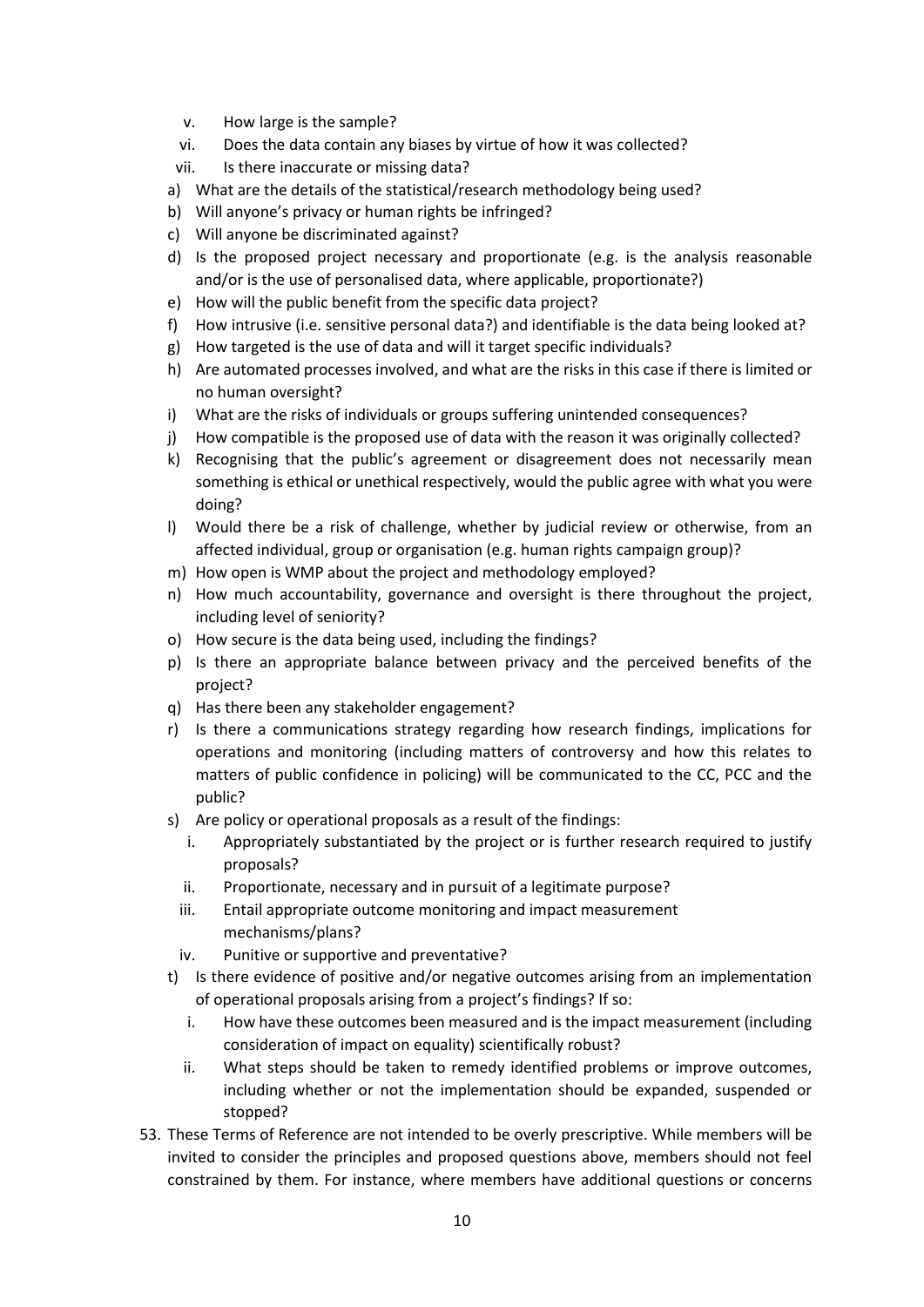v. How large is the sample?
vi. Does the data contain any biases by virtue of how it was collected?
vii. Is there inaccurate or missing data?

a) What are the details of the statistical/research methodology being used?
b) Will anyone's privacy or human rights be infringed?
c) Will anyone be discriminated against?
d) Is the proposed project necessary and proportionate (e.g. is the analysis reasonable and/or is the use of personalised data, where applicable, proportionate?)
e) How will the public benefit from the specific data project?
f) How intrusive (i.e. sensitive personal data?) and identifiable is the data being looked at?
g) How targeted is the use of data and will it target specific individuals?
h) Are automated processes involved, and what are the risks in this case if there is limited or no human oversight?
i) What are the risks of individuals or groups suffering unintended consequences?
j) How compatible is the proposed use of data with the reason it was originally collected?
k) Recognising that the public's agreement or disagreement does not necessarily mean something is ethical or unethical respectively, would the public agree with what you were doing?
l) Would there be a risk of challenge, whether by judicial review or otherwise, from an affected individual, group or organisation (e.g. human rights campaign group)?
m) How open is WMP about the project and methodology employed?
n) How much accountability, governance and oversight is there throughout the project, including level of seniority?
o) How secure is the data being used, including the findings?
p) Is there an appropriate balance between privacy and the perceived benefits of the project?
q) Has there been any stakeholder engagement?
r) Is there a communications strategy regarding how research findings, implications for operations and monitoring (including matters of controversy and how this relates to matters of public confidence in policing) will be communicated to the CC, PCC and the public?
s) Are policy or operational proposals as a result of the findings:
   i. Appropriately substantiated by the project or is further research required to justify proposals?
   ii. Proportionate, necessary and in pursuit of a legitimate purpose?
   iii. Entail appropriate outcome monitoring and impact measurement mechanisms/plans?
   iv. Punitive or supportive and preventative?
t) Is there evidence of positive and/or negative outcomes arising from an implementation of operational proposals arising from a project's findings? If so:
   i. How have these outcomes been measured and is the impact measurement (including consideration of impact on equality) scientifically robust?
   ii. What steps should be taken to remedy identified problems or improve outcomes, including whether or not the implementation should be expanded, suspended or stopped?

53. These Terms of Reference are not intended to be overly prescriptive. While members will be invited to consider the principles and proposed questions above, members should not feel constrained by them. For instance, where members have additional questions or concerns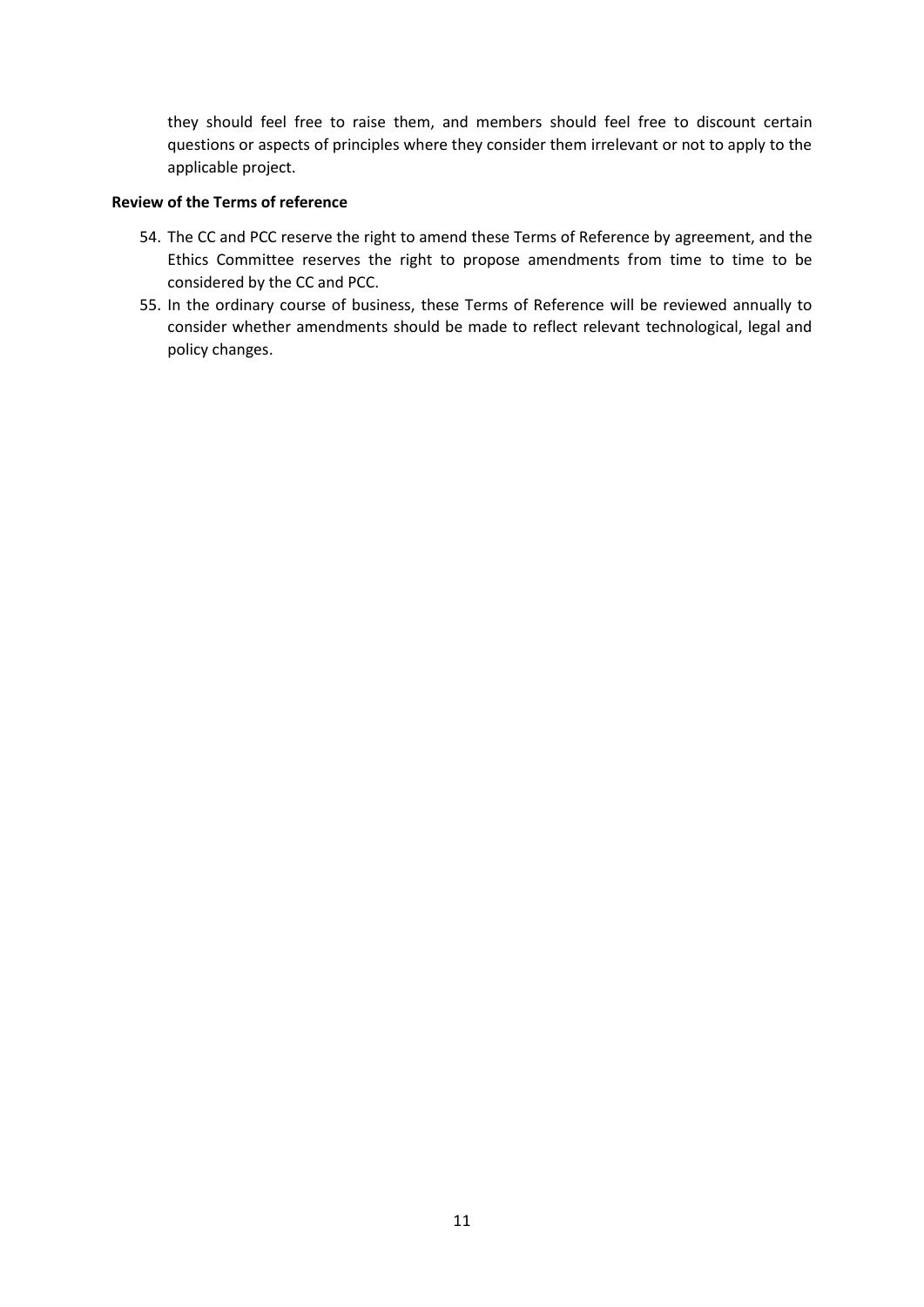they should feel free to raise them, and members should feel free to discount certain questions or aspects of principles where they consider them irrelevant or not to apply to the applicable project.

**Review of the Terms of reference**

54. The CC and PCC reserve the right to amend these Terms of Reference by agreement, and the Ethics Committee reserves the right to propose amendments from time to time to be considered by the CC and PCC.
55. In the ordinary course of business, these Terms of Reference will be reviewed annually to consider whether amendments should be made to reflect relevant technological, legal and policy changes.